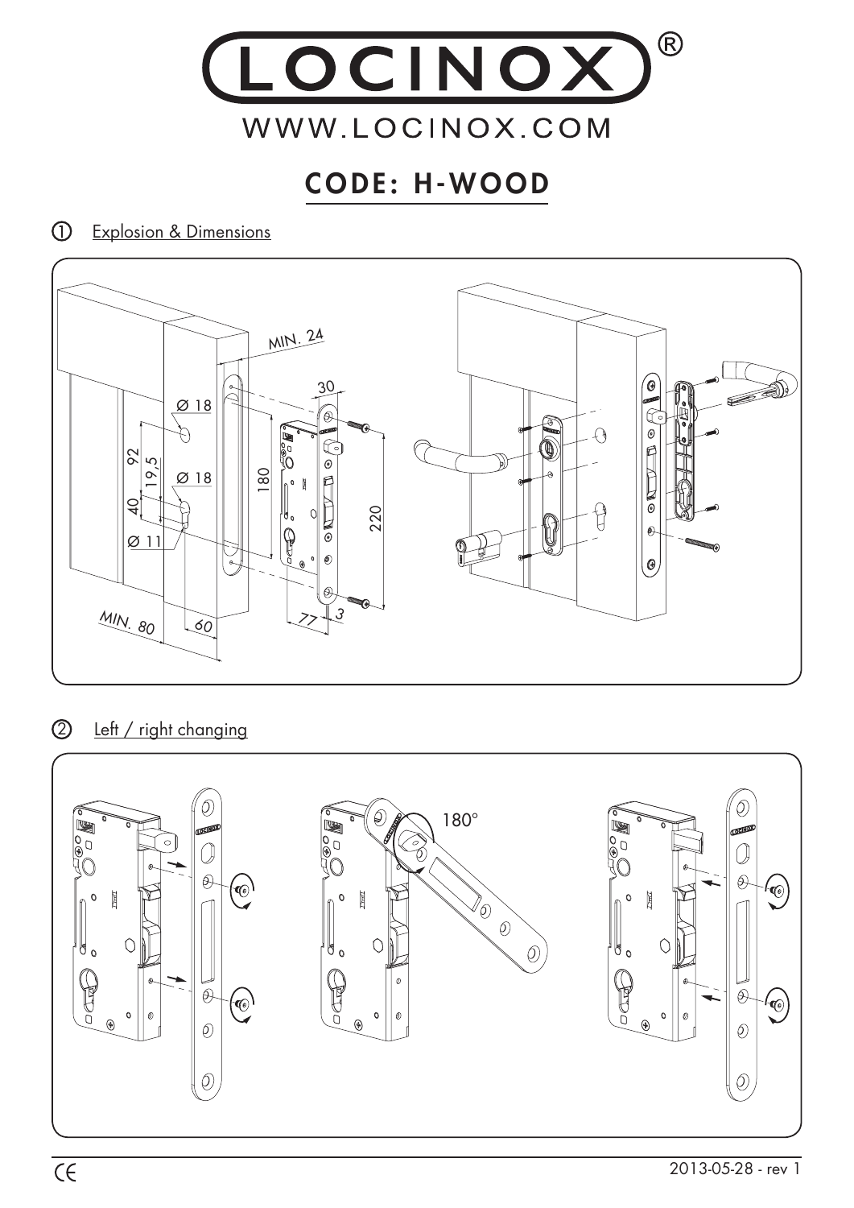# LOCINOX®

WWW.LOCINOX.COM

## CODE: H-WOOD

### ① Explosion & Dimensions

MIN. 24

Ø 18

Ø 18

Ø 11

92

19,5

40

180

30

220

MIN. 80

60

77

3

### ② Left / right changing

180°

2013-05-28 - rev 1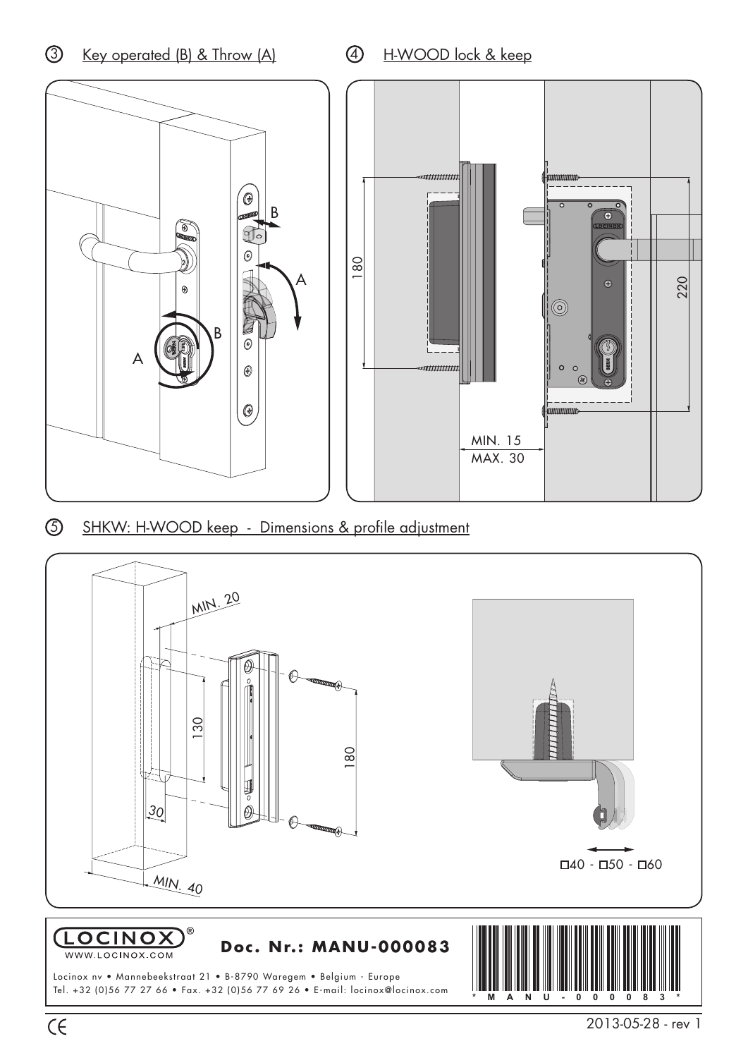③ Key operated (B) & Throw (A)

B

A

B

A

④ H-WOOD lock & keep

180

220

MIN. 15

MAX. 30

⑤ SHKW: H-WOOD keep - Dimensions & profile adjustment

MIN. 20

130

180

30

MIN. 40

□40 - □50 - □60

LOCINOX®
WWW.LOCINOX.COM

**Doc. Nr.: MANU-000083**

Locinox nv • Mannebeekstraat 21 • B-8790 Waregem • Belgium - Europe
Tel. +32 (0)56 77 27 66 • Fax. +32 (0)56 77 69 26 • E-mail: locinox@locinox.com

* M A N U - 0 0 0 0 8 3 *

CE

2013-05-28 - rev 1